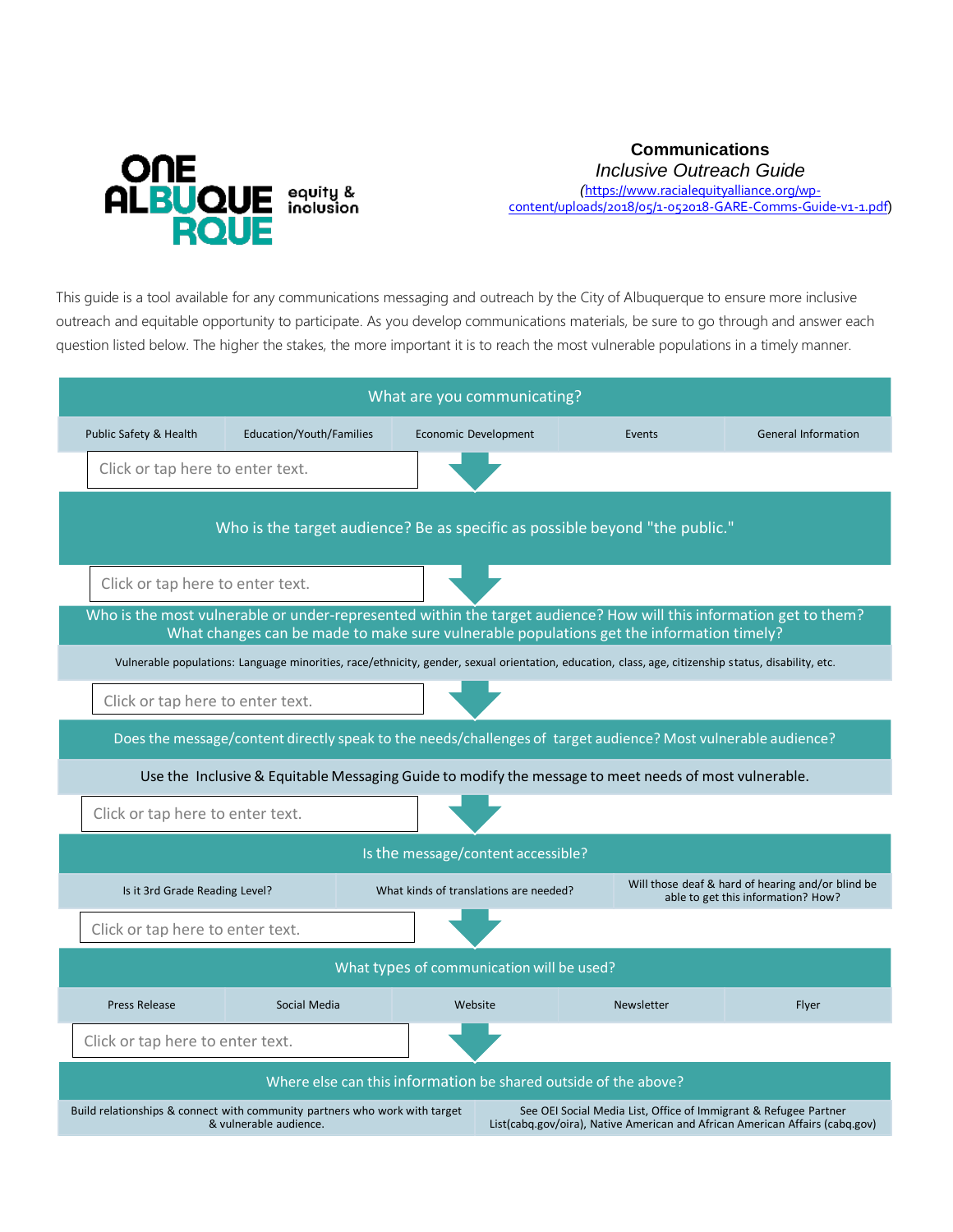ONE ALBUQUERQUE equity & inclusion

# Communications

*Inclusive Outreach Guide*

(https://www.racialequityalliance.org/wp-content/uploads/2018/05/1-052018-GARE-Comms-Guide-v1-1.pdf)

This guide is a tool available for any communications messaging and outreach by the City of Albuquerque to ensure more inclusive outreach and equitable opportunity to participate. As you develop communications materials, be sure to go through and answer each question listed below. The higher the stakes, the more important it is to reach the most vulnerable populations in a timely manner.

## What are you communicating?

| Public Safety & Health | Education/Youth/Families | Economic Development | Events | General Information |
|---|---|---|---|---|

Click or tap here to enter text.

## Who is the target audience? Be as specific as possible beyond "the public."

Click or tap here to enter text.

## Who is the most vulnerable or under-represented within the target audience? How will this information get to them? What changes can be made to make sure vulnerable populations get the information timely?

Vulnerable populations: Language minorities, race/ethnicity, gender, sexual orientation, education, class, age, citizenship status, disability, etc.

Click or tap here to enter text.

## Does the message/content directly speak to the needs/challenges of target audience? Most vulnerable audience?

Use the Inclusive & Equitable Messaging Guide to modify the message to meet needs of most vulnerable.

Click or tap here to enter text.

## Is the message/content accessible?

| Is it 3rd Grade Reading Level? | What kinds of translations are needed? | Will those deaf & hard of hearing and/or blind be able to get this information? How? |
|---|---|---|

Click or tap here to enter text.

## What types of communication will be used?

| Press Release | Social Media | Website | Newsletter | Flyer |
|---|---|---|---|---|

Click or tap here to enter text.

## Where else can this information be shared outside of the above?

| Build relationships & connect with community partners who work with target & vulnerable audience. | See OEI Social Media List, Office of Immigrant & Refugee Partner List(cabq.gov/oira), Native American and African American Affairs (cabq.gov) |
|---|---|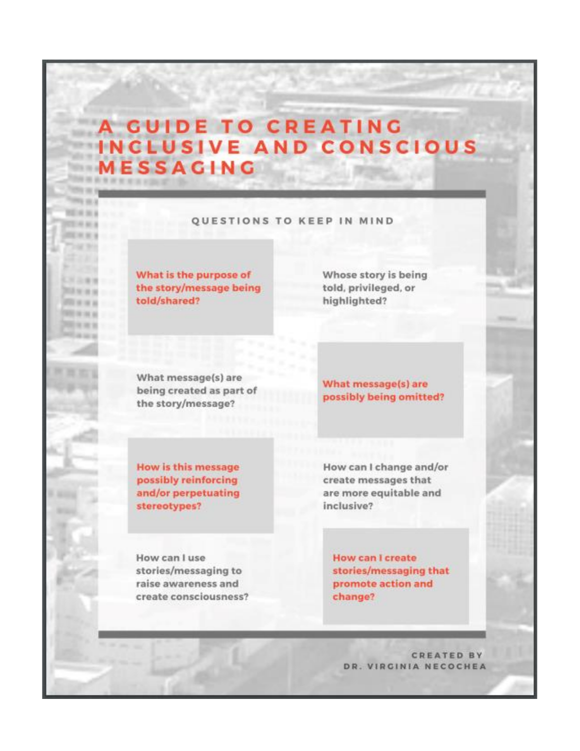# A GUIDE TO CREATING INCLUSIVE AND CONSCIOUS MESSAGING

## QUESTIONS TO KEEP IN MIND

**What is the purpose of the story/message being told/shared?**

Whose story is being told, privileged, or highlighted?

What message(s) are being created as part of the story/message?

**What message(s) are possibly being omitted?**

**How is this message possibly reinforcing and/or perpetuating stereotypes?**

How can I change and/or create messages that are more equitable and inclusive?

How can I use stories/messaging to raise awareness and create consciousness?

**How can I create stories/messaging that promote action and change?**

CREATED BY DR. VIRGINIA NECOCHEA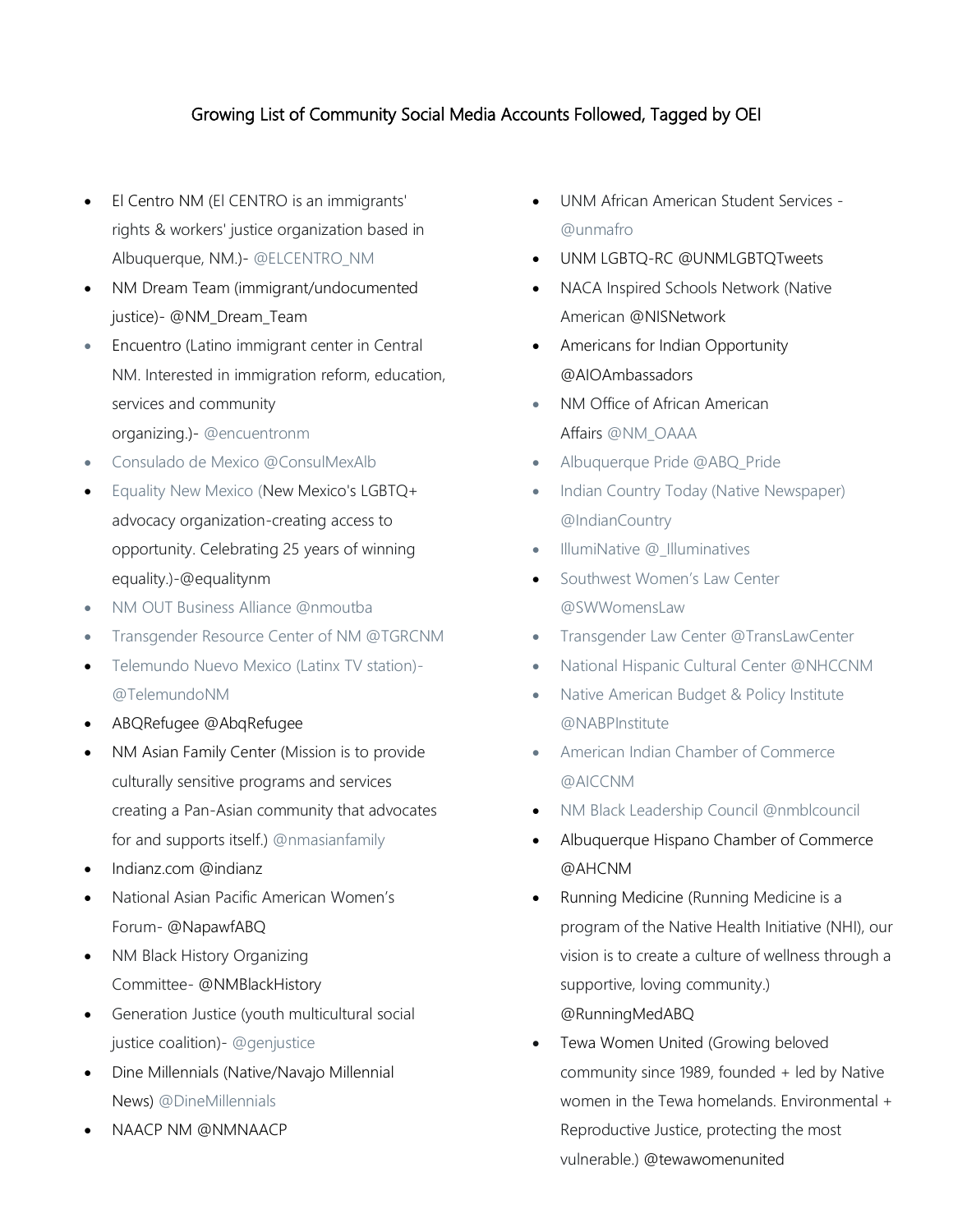## Growing List of Community Social Media Accounts Followed, Tagged by OEI

- El Centro NM (El CENTRO is an immigrants' rights & workers' justice organization based in Albuquerque, NM.)- @ELCENTRO_NM
- NM Dream Team (immigrant/undocumented justice)- @NM_Dream_Team
- Encuentro (Latino immigrant center in Central NM. Interested in immigration reform, education, services and community organizing.)- @encuentronm
- Consulado de Mexico @ConsulMexAlb
- Equality New Mexico (New Mexico's LGBTQ+ advocacy organization-creating access to opportunity. Celebrating 25 years of winning equality.)-@equalitynm
- NM OUT Business Alliance @nmoutba
- Transgender Resource Center of NM @TGRCNM
- Telemundo Nuevo Mexico (Latinx TV station)- @TelemundoNM
- ABQRefugee @AbqRefugee
- NM Asian Family Center (Mission is to provide culturally sensitive programs and services creating a Pan-Asian community that advocates for and supports itself.) @nmasianfamily
- Indianz.com @indianz
- National Asian Pacific American Women's Forum- @NapawfABQ
- NM Black History Organizing Committee- @NMBlackHistory
- Generation Justice (youth multicultural social justice coalition)- @genjustice
- Dine Millennials (Native/Navajo Millennial News) @DineMillennials
- NAACP NM @NMNAACP
- UNM African American Student Services - @unmafro
- UNM LGBTQ-RC @UNMLGBTQTweets
- NACA Inspired Schools Network (Native American @NISNetwork
- Americans for Indian Opportunity @AIOAmbassadors
- NM Office of African American Affairs @NM_OAAA
- Albuquerque Pride @ABQ_Pride
- Indian Country Today (Native Newspaper) @IndianCountry
- IllumiNative @_Illuminatives
- Southwest Women's Law Center @SWWomensLaw
- Transgender Law Center @TransLawCenter
- National Hispanic Cultural Center @NHCCNM
- Native American Budget & Policy Institute @NABPInstitute
- American Indian Chamber of Commerce @AICCNM
- NM Black Leadership Council @nmblcouncil
- Albuquerque Hispano Chamber of Commerce @AHCNM
- Running Medicine (Running Medicine is a program of the Native Health Initiative (NHI), our vision is to create a culture of wellness through a supportive, loving community.) @RunningMedABQ
- Tewa Women United (Growing beloved community since 1989, founded + led by Native women in the Tewa homelands. Environmental + Reproductive Justice, protecting the most vulnerable.) @tewawomenunited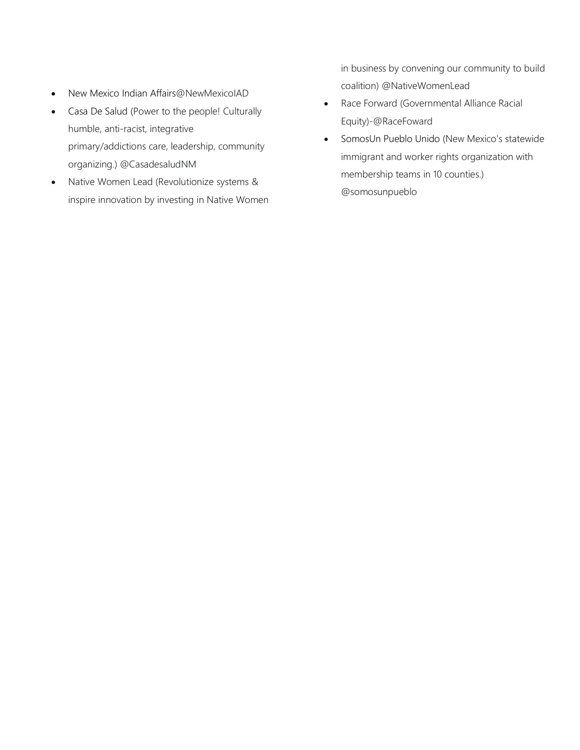- New Mexico Indian Affairs@NewMexicoIAD
- Casa De Salud (Power to the people! Culturally humble, anti-racist, integrative primary/addictions care, leadership, community organizing.) @CasadesaludNM
- Native Women Lead (Revolutionize systems & inspire innovation by investing in Native Women in business by convening our community to build coalition) @NativeWomenLead
- Race Forward (Governmental Alliance Racial Equity)-@RaceFoward
- SomosUn Pueblo Unido (New Mexico's statewide immigrant and worker rights organization with membership teams in 10 counties.) @somosunpueblo